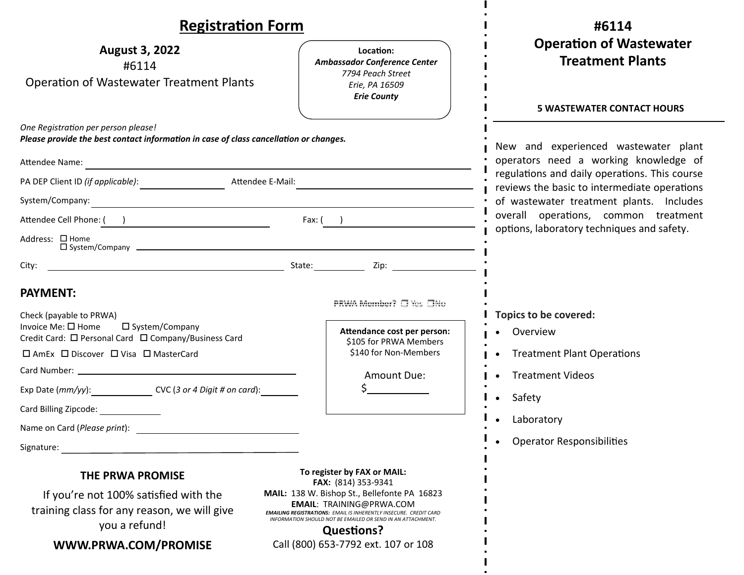# Registration Form

**August 3, 2022**
#6114
Operation of Wastewater Treatment Plants

**Location:**
***Ambassador Conference Center***
*7794 Peach Street*
*Erie, PA 16509*
***Erie County***

*One Registration per person please!*
***Please provide the best contact information in case of class cancellation or changes.***

Attendee Name: ______________________________

PA DEP Client ID *(if applicable)*: ______________ Attendee E-Mail: ______________________

System/Company: ______________________________

Attendee Cell Phone: ( ) ______________ Fax: ( ) ______________

Address: ☐ Home
☐ System/Company ______________________________

City: ______________ State: __________ Zip: __________

## PAYMENT:

PRWA Member? ☐ Yes ☐No

Check (payable to PRWA)
Invoice Me: ☐ Home ☐ System/Company
Credit Card: ☐ Personal Card ☐ Company/Business Card
☐ AmEx ☐ Discover ☐ Visa ☐ MasterCard

Card Number: ______________________________

Exp Date (*mm/yy*): __________ CVC (*3 or 4 Digit # on card*): ________

Card Billing Zipcode: __________

Name on Card (*Please print*): ______________________

Signature: ______________________________

**Attendance cost per person:**
$105 for PRWA Members
$140 for Non-Members

Amount Due:
$__________

### THE PRWA PROMISE

If you're not 100% satisfied with the training class for any reason, we will give you a refund!

**WWW.PRWA.COM/PROMISE**

**To register by FAX or MAIL:**
**FAX:** (814) 353-9341
**MAIL:** 138 W. Bishop St., Bellefonte PA 16823
**EMAIL**: TRAINING@PRWA.COM
***EMAILING REGISTRATIONS:*** *EMAIL IS INHERENTLY INSECURE. CREDIT CARD INFORMATION SHOULD NOT BE EMAILED OR SEND IN AN ATTACHMENT.*

**Questions?**
Call (800) 653-7792 ext. 107 or 108

# #6114 Operation of Wastewater Treatment Plants

**5 WASTEWATER CONTACT HOURS**

New and experienced wastewater plant operators need a working knowledge of regulations and daily operations. This course reviews the basic to intermediate operations of wastewater treatment plants. Includes overall operations, common treatment options, laboratory techniques and safety.

**Topics to be covered:**

- Overview
- Treatment Plant Operations
- Treatment Videos
- Safety
- Laboratory
- Operator Responsibilities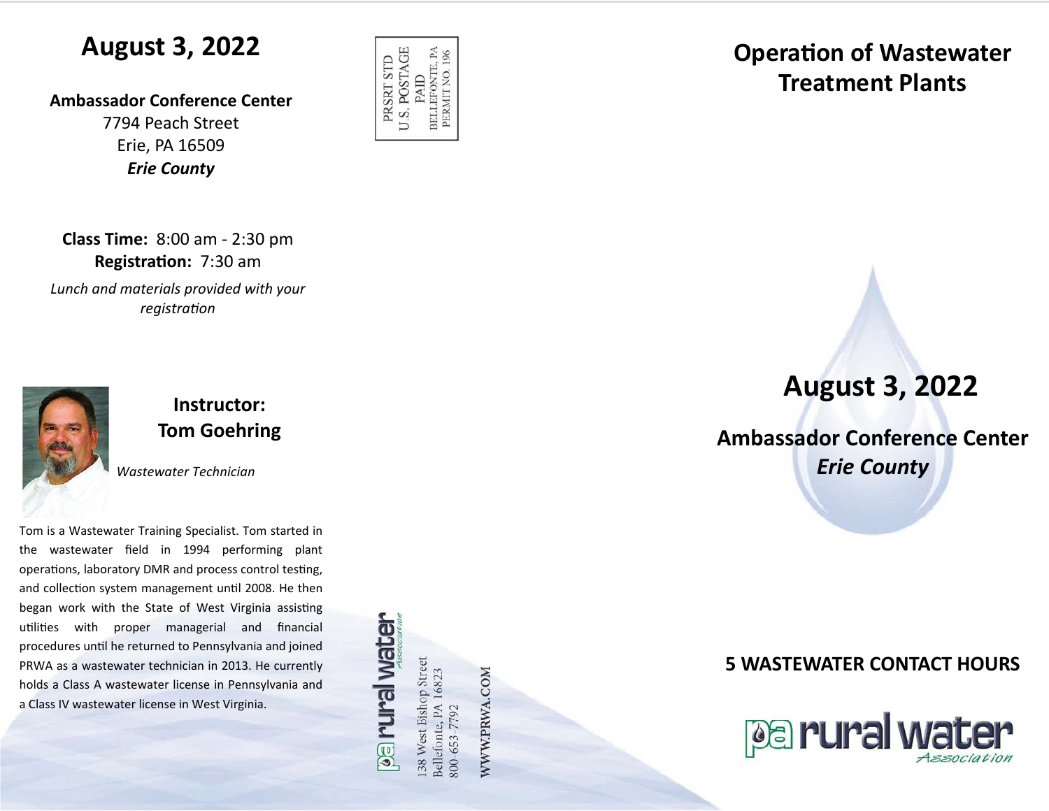# August 3, 2022

**Ambassador Conference Center**
7794 Peach Street
Erie, PA 16509
***Erie County***

**Class Time:** 8:00 am - 2:30 pm
**Registration:** 7:30 am

*Lunch and materials provided with your registration*

## Instructor:
## Tom Goehring

*Wastewater Technician*

Tom is a Wastewater Training Specialist. Tom started in the wastewater field in 1994 performing plant operations, laboratory DMR and process control testing, and collection system management until 2008. He then began work with the State of West Virginia assisting utilities with proper managerial and financial procedures until he returned to Pennsylvania and joined PRWA as a wastewater technician in 2013. He currently holds a Class A wastewater license in Pennsylvania and a Class IV wastewater license in West Virginia.

PRSRT STD
U.S. POSTAGE
PAID
BELLEFONTE, PA
PERMIT NO. 196

pa rural water Association
138 West Bishop Street
Bellefonte, PA 16823
800-653-7792

WWW.PRWA.COM

# Operation of Wastewater Treatment Plants

# August 3, 2022

**Ambassador Conference Center**
***Erie County***

**5 WASTEWATER CONTACT HOURS**

pa rural water Association